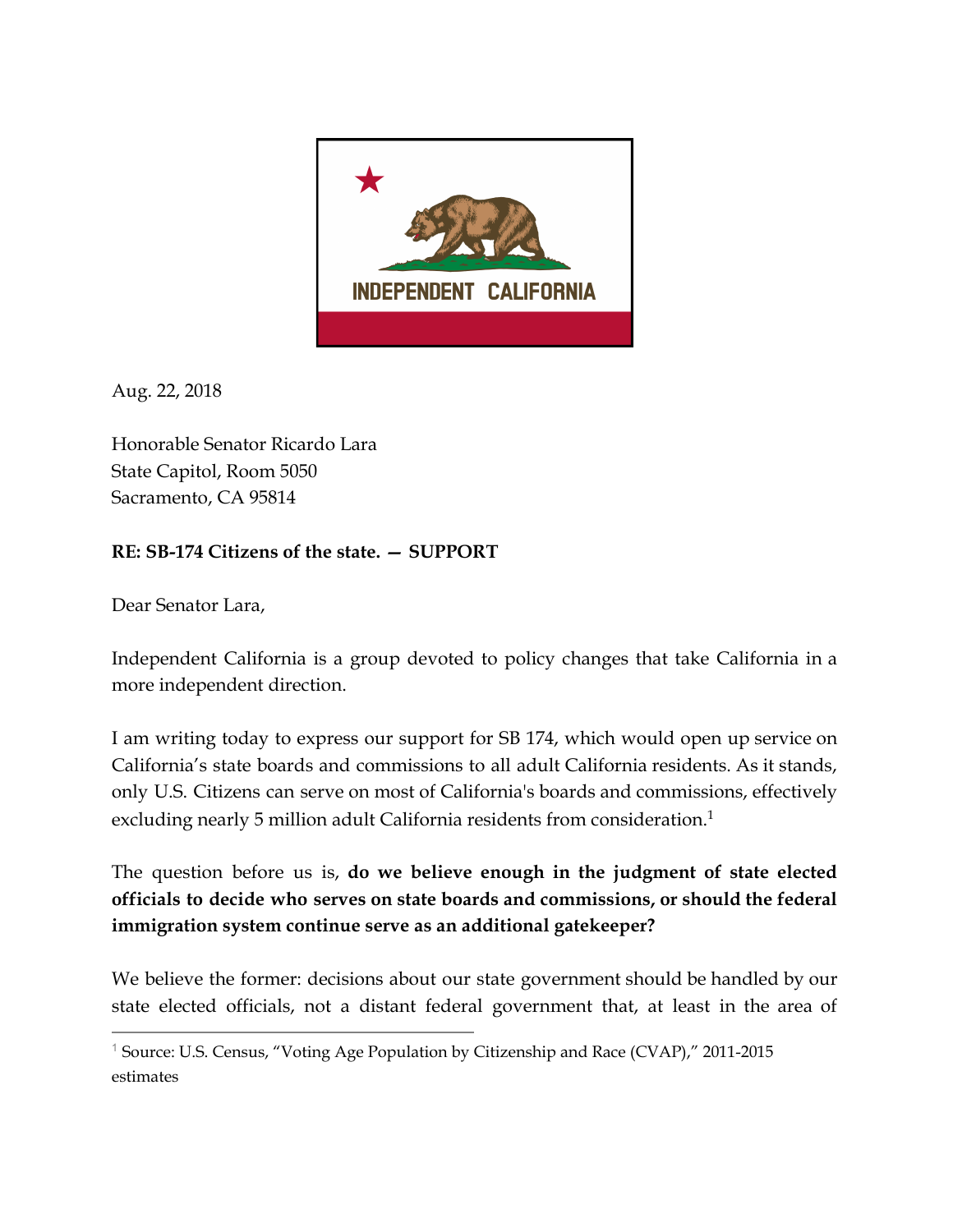INDEPENDENT CALIFORNIA

Aug. 22, 2018

Honorable Senator Ricardo Lara
State Capitol, Room 5050
Sacramento, CA 95814

**RE: SB-174 Citizens of the state. — SUPPORT**

Dear Senator Lara,

Independent California is a group devoted to policy changes that take California in a more independent direction.

I am writing today to express our support for SB 174, which would open up service on California's state boards and commissions to all adult California residents. As it stands, only U.S. Citizens can serve on most of California's boards and commissions, effectively excluding nearly 5 million adult California residents from consideration.[1]

The question before us is, **do we believe enough in the judgment of state elected officials to decide who serves on state boards and commissions, or should the federal immigration system continue serve as an additional gatekeeper?**

We believe the former: decisions about our state government should be handled by our state elected officials, not a distant federal government that, at least in the area of

[1] Source: U.S. Census, "Voting Age Population by Citizenship and Race (CVAP)," 2011-2015 estimates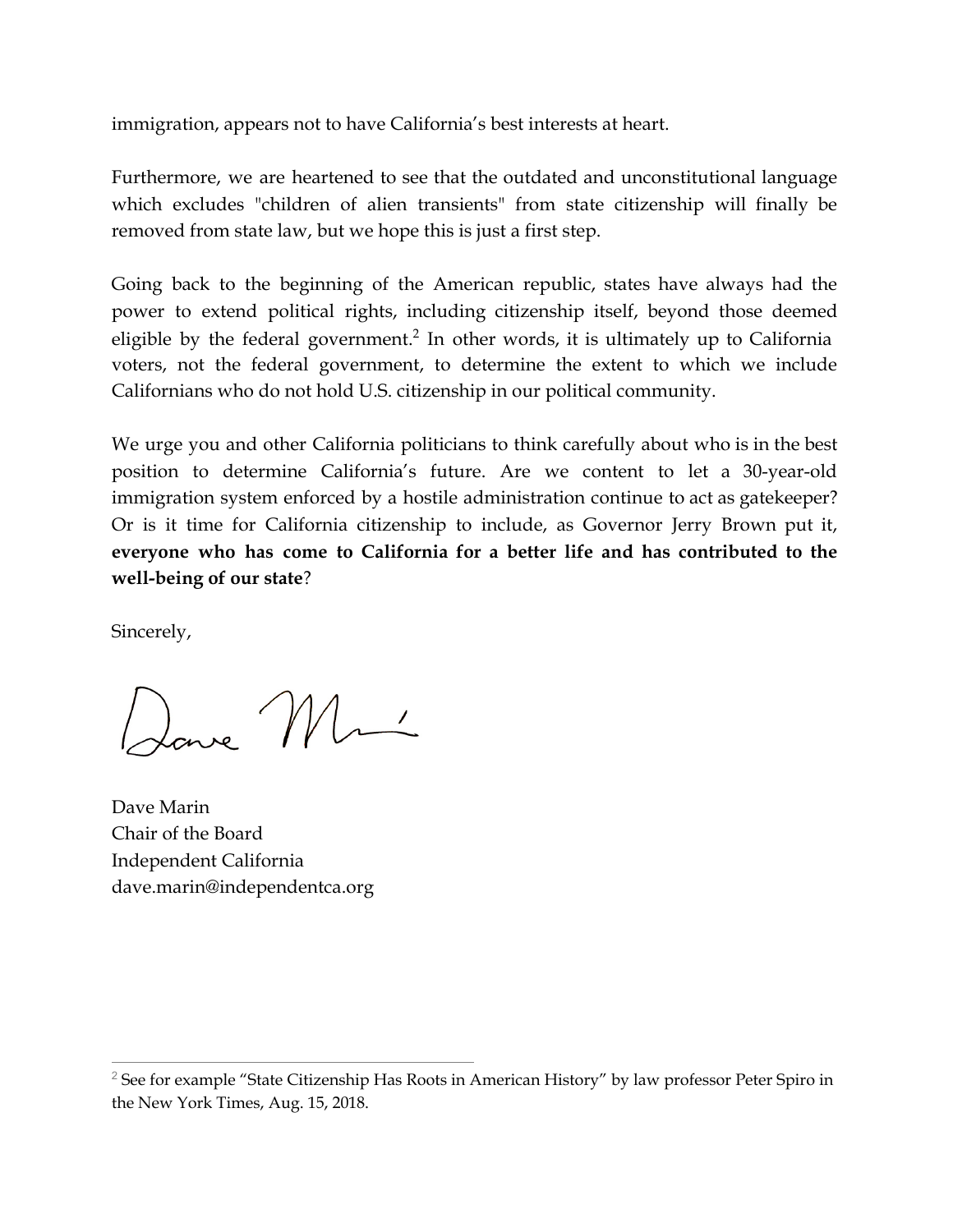immigration, appears not to have California's best interests at heart.

Furthermore, we are heartened to see that the outdated and unconstitutional language which excludes "children of alien transients" from state citizenship will finally be removed from state law, but we hope this is just a first step.

Going back to the beginning of the American republic, states have always had the power to extend political rights, including citizenship itself, beyond those deemed eligible by the federal government.[2] In other words, it is ultimately up to California voters, not the federal government, to determine the extent to which we include Californians who do not hold U.S. citizenship in our political community.

We urge you and other California politicians to think carefully about who is in the best position to determine California's future. Are we content to let a 30-year-old immigration system enforced by a hostile administration continue to act as gatekeeper? Or is it time for California citizenship to include, as Governor Jerry Brown put it, **everyone who has come to California for a better life and has contributed to the well-being of our state**?

Sincerely,

Dave Marin
Chair of the Board
Independent California
dave.marin@independentca.org

---

[2] See for example "State Citizenship Has Roots in American History" by law professor Peter Spiro in the New York Times, Aug. 15, 2018.